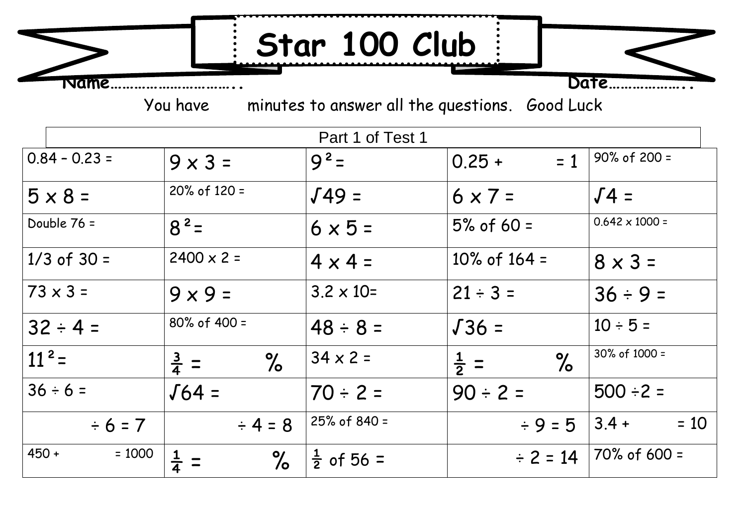# Star 100 Club

Name………………………….. Date……………..

You have minutes to answer all the questions. Good Luck

| Part 1 of Test 1 | | | | |
|---|---|---|---|---|
| 0.84 – 0.23 = | 9 x 3 = | $9^2$= | 0.25 + = 1 | 90% of 200 = |
| 5 x 8 = | 20% of 120 = | √49 = | 6 x 7 = | √4 = |
| Double 76 = | $8^2$= | 6 x 5 = | 5% of 60 = | 0.642 x 1000 = |
| 1/3 of 30 = | 2400 x 2 = | 4 x 4 = | 10% of 164 = | 8 x 3 = |
| 73 x 3 = | 9 x 9 = | 3.2 x 10= | 21 ÷ 3 = | 36 ÷ 9 = |
| 32 ÷ 4 = | 80% of 400 = | 48 ÷ 8 = | √36 = | 10 ÷ 5 = |
| $11^2$= | $\frac{3}{4}$ = % | 34 x 2 = | $\frac{1}{2}$ = % | 30% of 1000 = |
| 36 ÷ 6 = | √64 = | 70 ÷ 2 = | 90 ÷ 2 = | 500 ÷2 = |
| ÷ 6 = 7 | ÷ 4 = 8 | 25% of 840 = | ÷ 9 = 5 | 3.4 + = 10 |
| 450 + = 1000 | $\frac{1}{4}$ = % | $\frac{1}{2}$ of 56 = | ÷ 2 = 14 | 70% of 600 = |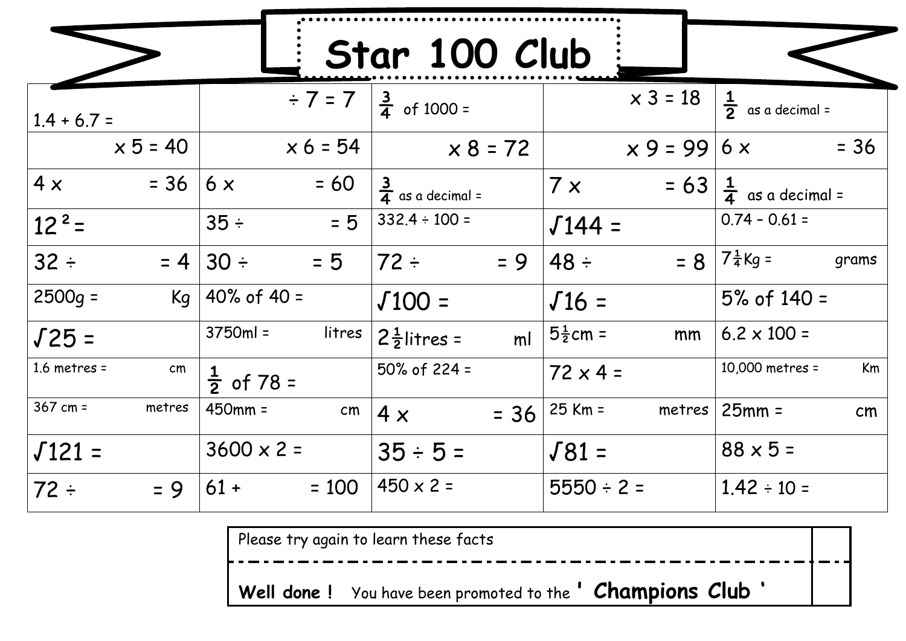# Star 100 Club

| | | | | |
|---|---|---|---|---|
| 1.4 + 6.7 = | ÷ 7 = 7 | $\frac{3}{4}$ of 1000 = | x 3 = 18 | $\frac{1}{2}$ as a decimal = |
| x 5 = 40 | x 6 = 54 | x 8 = 72 | x 9 = 99 | 6 x = 36 |
| 4 x = 36 | 6 x = 60 | $\frac{3}{4}$ as a decimal = | 7 x = 63 | $\frac{1}{4}$ as a decimal = |
| $12^2$ = | 35 ÷ = 5 | 332.4 ÷ 100 = | $\sqrt{144}$ = | 0.74 – 0.61 = |
| 32 ÷ = 4 | 30 ÷ = 5 | 72 ÷ = 9 | 48 ÷ = 8 | $7\frac{1}{4}$Kg = grams |
| 2500g = Kg | 40% of 40 = | $\sqrt{100}$ = | $\sqrt{16}$ = | 5% of 140 = |
| $\sqrt{25}$ = | 3750ml = litres | $2\frac{1}{2}$litres = ml | $5\frac{1}{2}$cm = mm | 6.2 x 100 = |
| 1.6 metres = cm | $\frac{1}{2}$ of 78 = | 50% of 224 = | 72 x 4 = | 10,000 metres = Km |
| 367 cm = metres | 450mm = cm | 4 x = 36 | 25 Km = metres | 25mm = cm |
| $\sqrt{121}$ = | 3600 x 2 = | 35 ÷ 5 = | $\sqrt{81}$ = | 88 x 5 = |
| 72 ÷ = 9 | 61 + = 100 | 450 x 2 = | 5550 ÷ 2 = | 1.42 ÷ 10 = |

| | |
|---|---|
| Please try again to learn these facts | |
| **Well done !** You have been promoted to the **' Champions Club '** | |